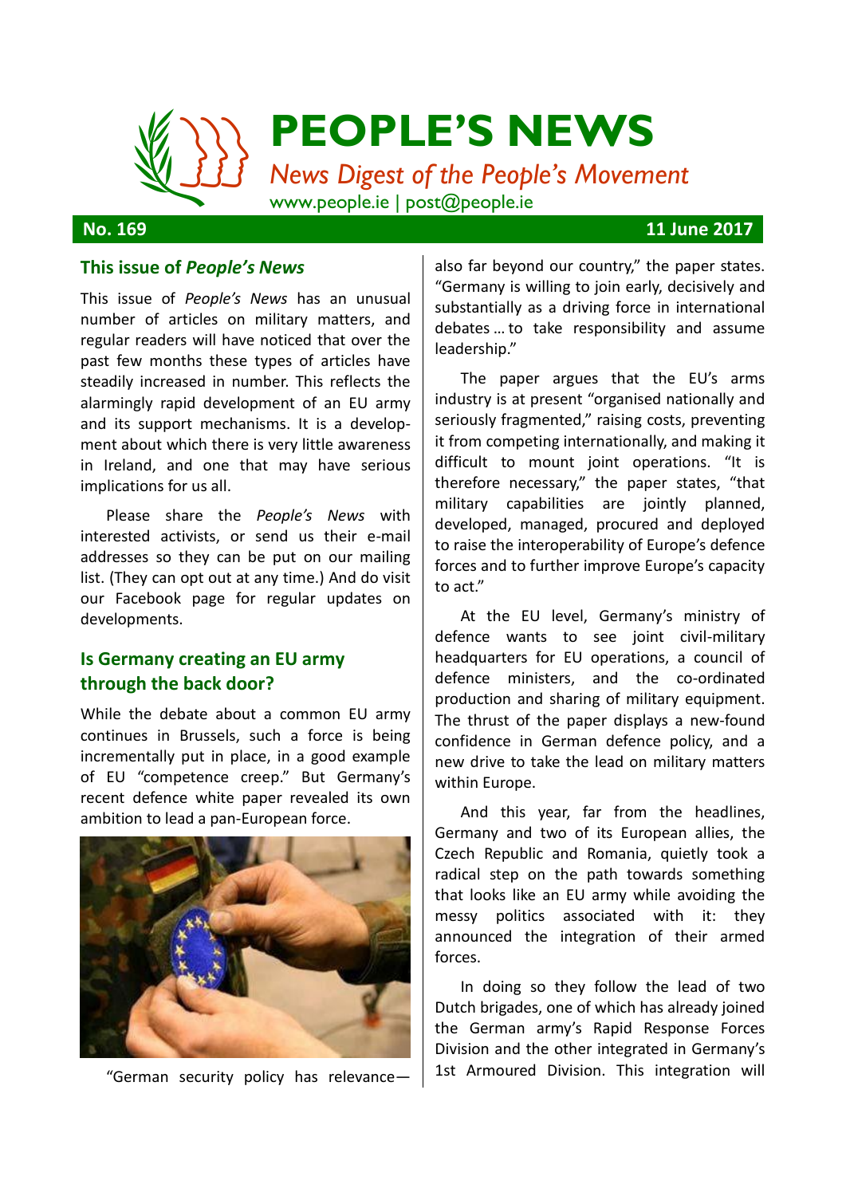# PEOPLE'S NEWS

*News Digest of the People's Movement*

www.people.ie | post@people.ie

**No. 169** **11 June 2017**

## This issue of *People's News*

This issue of *People's News* has an unusual number of articles on military matters, and regular readers will have noticed that over the past few months these types of articles have steadily increased in number. This reflects the alarmingly rapid development of an EU army and its support mechanisms. It is a development about which there is very little awareness in Ireland, and one that may have serious implications for us all.

Please share the *People's News* with interested activists, or send us their e-mail addresses so they can be put on our mailing list. (They can opt out at any time.) And do visit our Facebook page for regular updates on developments.

## Is Germany creating an EU army through the back door?

While the debate about a common EU army continues in Brussels, such a force is being incrementally put in place, in a good example of EU "competence creep." But Germany's recent defence white paper revealed its own ambition to lead a pan-European force.

"German security policy has relevance—also far beyond our country," the paper states. "Germany is willing to join early, decisively and substantially as a driving force in international debates … to take responsibility and assume leadership."

The paper argues that the EU's arms industry is at present "organised nationally and seriously fragmented," raising costs, preventing it from competing internationally, and making it difficult to mount joint operations. "It is therefore necessary," the paper states, "that military capabilities are jointly planned, developed, managed, procured and deployed to raise the interoperability of Europe's defence forces and to further improve Europe's capacity to act."

At the EU level, Germany's ministry of defence wants to see joint civil-military headquarters for EU operations, a council of defence ministers, and the co-ordinated production and sharing of military equipment. The thrust of the paper displays a new-found confidence in German defence policy, and a new drive to take the lead on military matters within Europe.

And this year, far from the headlines, Germany and two of its European allies, the Czech Republic and Romania, quietly took a radical step on the path towards something that looks like an EU army while avoiding the messy politics associated with it: they announced the integration of their armed forces.

In doing so they follow the lead of two Dutch brigades, one of which has already joined the German army's Rapid Response Forces Division and the other integrated in Germany's 1st Armoured Division. This integration will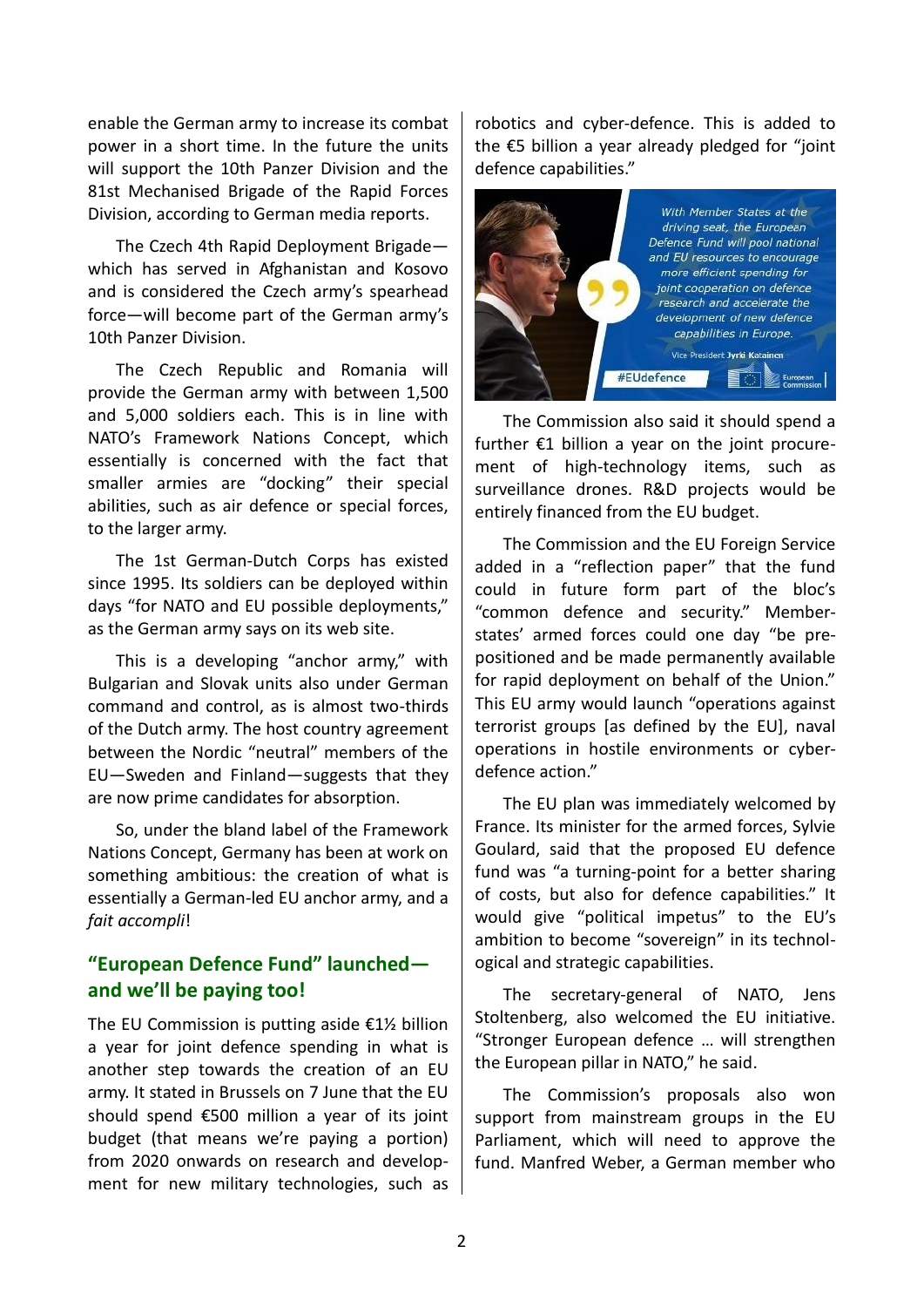enable the German army to increase its combat power in a short time. In the future the units will support the 10th Panzer Division and the 81st Mechanised Brigade of the Rapid Forces Division, according to German media reports.

The Czech 4th Rapid Deployment Brigade—which has served in Afghanistan and Kosovo and is considered the Czech army's spearhead force—will become part of the German army's 10th Panzer Division.

The Czech Republic and Romania will provide the German army with between 1,500 and 5,000 soldiers each. This is in line with NATO's Framework Nations Concept, which essentially is concerned with the fact that smaller armies are "docking" their special abilities, such as air defence or special forces, to the larger army.

The 1st German-Dutch Corps has existed since 1995. Its soldiers can be deployed within days "for NATO and EU possible deployments," as the German army says on its web site.

This is a developing "anchor army," with Bulgarian and Slovak units also under German command and control, as is almost two-thirds of the Dutch army. The host country agreement between the Nordic "neutral" members of the EU—Sweden and Finland—suggests that they are now prime candidates for absorption.

So, under the bland label of the Framework Nations Concept, Germany has been at work on something ambitious: the creation of what is essentially a German-led EU anchor army, and a *fait accompli*!

## "European Defence Fund" launched—and we'll be paying too!

The EU Commission is putting aside €1½ billion a year for joint defence spending in what is another step towards the creation of an EU army. It stated in Brussels on 7 June that the EU should spend €500 million a year of its joint budget (that means we're paying a portion) from 2020 onwards on research and development for new military technologies, such as robotics and cyber-defence. This is added to the €5 billion a year already pledged for "joint defence capabilities."

*With Member States at the driving seat, the European Defence Fund will pool national and EU resources to encourage more efficient spending for joint cooperation on defence research and accelerate the development of new defence capabilities in Europe.*

Vice President **Jyrki Katainen**

#EUdefence

The Commission also said it should spend a further €1 billion a year on the joint procurement of high-technology items, such as surveillance drones. R&D projects would be entirely financed from the EU budget.

The Commission and the EU Foreign Service added in a "reflection paper" that the fund could in future form part of the bloc's "common defence and security." Member-states' armed forces could one day "be pre-positioned and be made permanently available for rapid deployment on behalf of the Union." This EU army would launch "operations against terrorist groups [as defined by the EU], naval operations in hostile environments or cyber-defence action."

The EU plan was immediately welcomed by France. Its minister for the armed forces, Sylvie Goulard, said that the proposed EU defence fund was "a turning-point for a better sharing of costs, but also for defence capabilities." It would give "political impetus" to the EU's ambition to become "sovereign" in its technological and strategic capabilities.

The secretary-general of NATO, Jens Stoltenberg, also welcomed the EU initiative. "Stronger European defence … will strengthen the European pillar in NATO," he said.

The Commission's proposals also won support from mainstream groups in the EU Parliament, which will need to approve the fund. Manfred Weber, a German member who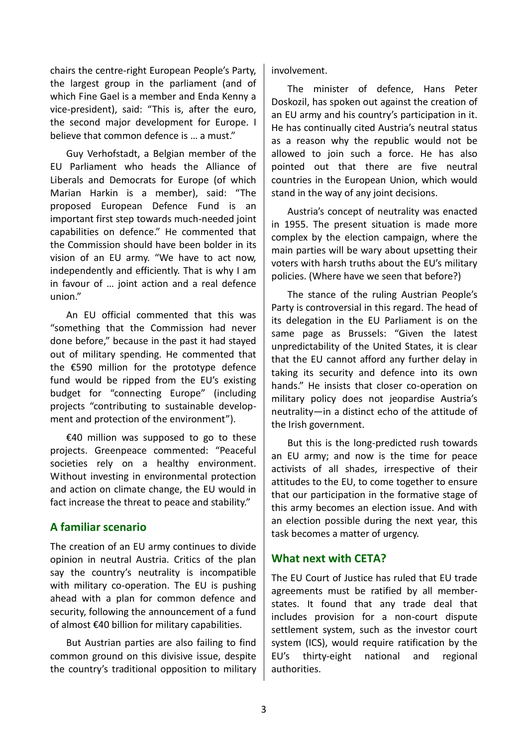chairs the centre-right European People's Party, the largest group in the parliament (and of which Fine Gael is a member and Enda Kenny a vice-president), said: "This is, after the euro, the second major development for Europe. I believe that common defence is … a must."

Guy Verhofstadt, a Belgian member of the EU Parliament who heads the Alliance of Liberals and Democrats for Europe (of which Marian Harkin is a member), said: "The proposed European Defence Fund is an important first step towards much-needed joint capabilities on defence." He commented that the Commission should have been bolder in its vision of an EU army. "We have to act now, independently and efficiently. That is why I am in favour of … joint action and a real defence union."

An EU official commented that this was "something that the Commission had never done before," because in the past it had stayed out of military spending. He commented that the €590 million for the prototype defence fund would be ripped from the EU's existing budget for "connecting Europe" (including projects "contributing to sustainable development and protection of the environment").

€40 million was supposed to go to these projects. Greenpeace commented: "Peaceful societies rely on a healthy environment. Without investing in environmental protection and action on climate change, the EU would in fact increase the threat to peace and stability."

## A familiar scenario

The creation of an EU army continues to divide opinion in neutral Austria. Critics of the plan say the country's neutrality is incompatible with military co-operation. The EU is pushing ahead with a plan for common defence and security, following the announcement of a fund of almost €40 billion for military capabilities.

But Austrian parties are also failing to find common ground on this divisive issue, despite the country's traditional opposition to military involvement.

The minister of defence, Hans Peter Doskozil, has spoken out against the creation of an EU army and his country's participation in it. He has continually cited Austria's neutral status as a reason why the republic would not be allowed to join such a force. He has also pointed out that there are five neutral countries in the European Union, which would stand in the way of any joint decisions.

Austria's concept of neutrality was enacted in 1955. The present situation is made more complex by the election campaign, where the main parties will be wary about upsetting their voters with harsh truths about the EU's military policies. (Where have we seen that before?)

The stance of the ruling Austrian People's Party is controversial in this regard. The head of its delegation in the EU Parliament is on the same page as Brussels: "Given the latest unpredictability of the United States, it is clear that the EU cannot afford any further delay in taking its security and defence into its own hands." He insists that closer co-operation on military policy does not jeopardise Austria's neutrality—in a distinct echo of the attitude of the Irish government.

But this is the long-predicted rush towards an EU army; and now is the time for peace activists of all shades, irrespective of their attitudes to the EU, to come together to ensure that our participation in the formative stage of this army becomes an election issue. And with an election possible during the next year, this task becomes a matter of urgency.

## What next with CETA?

The EU Court of Justice has ruled that EU trade agreements must be ratified by all member-states. It found that any trade deal that includes provision for a non-court dispute settlement system, such as the investor court system (ICS), would require ratification by the EU's thirty-eight national and regional authorities.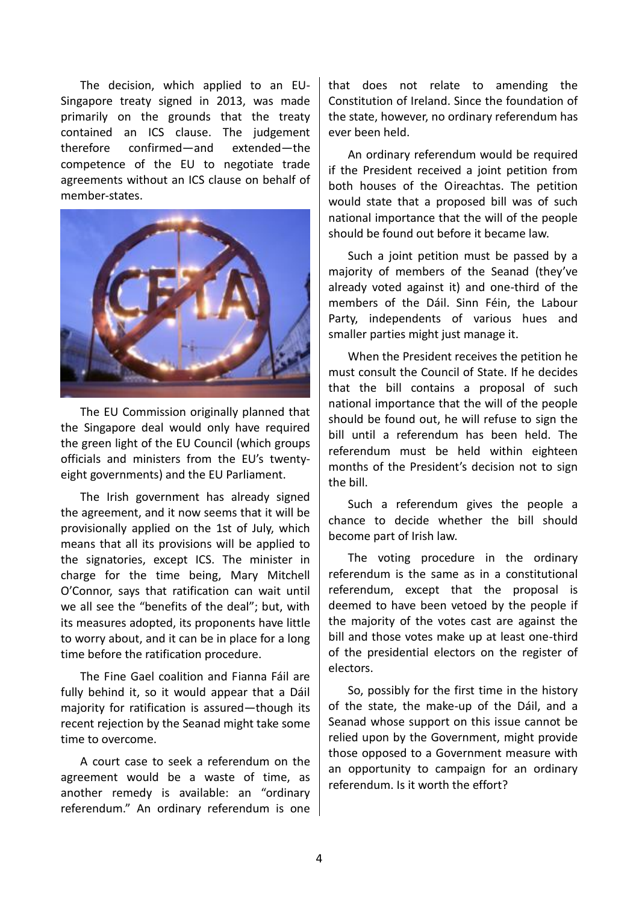The decision, which applied to an EU-Singapore treaty signed in 2013, was made primarily on the grounds that the treaty contained an ICS clause. The judgement therefore confirmed—and extended—the competence of the EU to negotiate trade agreements without an ICS clause on behalf of member-states.

The EU Commission originally planned that the Singapore deal would only have required the green light of the EU Council (which groups officials and ministers from the EU's twenty-eight governments) and the EU Parliament.

The Irish government has already signed the agreement, and it now seems that it will be provisionally applied on the 1st of July, which means that all its provisions will be applied to the signatories, except ICS. The minister in charge for the time being, Mary Mitchell O'Connor, says that ratification can wait until we all see the "benefits of the deal"; but, with its measures adopted, its proponents have little to worry about, and it can be in place for a long time before the ratification procedure.

The Fine Gael coalition and Fianna Fáil are fully behind it, so it would appear that a Dáil majority for ratification is assured—though its recent rejection by the Seanad might take some time to overcome.

A court case to seek a referendum on the agreement would be a waste of time, as another remedy is available: an "ordinary referendum." An ordinary referendum is one that does not relate to amending the Constitution of Ireland. Since the foundation of the state, however, no ordinary referendum has ever been held.

An ordinary referendum would be required if the President received a joint petition from both houses of the Oireachtas. The petition would state that a proposed bill was of such national importance that the will of the people should be found out before it became law.

Such a joint petition must be passed by a majority of members of the Seanad (they've already voted against it) and one-third of the members of the Dáil. Sinn Féin, the Labour Party, independents of various hues and smaller parties might just manage it.

When the President receives the petition he must consult the Council of State. If he decides that the bill contains a proposal of such national importance that the will of the people should be found out, he will refuse to sign the bill until a referendum has been held. The referendum must be held within eighteen months of the President's decision not to sign the bill.

Such a referendum gives the people a chance to decide whether the bill should become part of Irish law.

The voting procedure in the ordinary referendum is the same as in a constitutional referendum, except that the proposal is deemed to have been vetoed by the people if the majority of the votes cast are against the bill and those votes make up at least one-third of the presidential electors on the register of electors.

So, possibly for the first time in the history of the state, the make-up of the Dáil, and a Seanad whose support on this issue cannot be relied upon by the Government, might provide those opposed to a Government measure with an opportunity to campaign for an ordinary referendum. Is it worth the effort?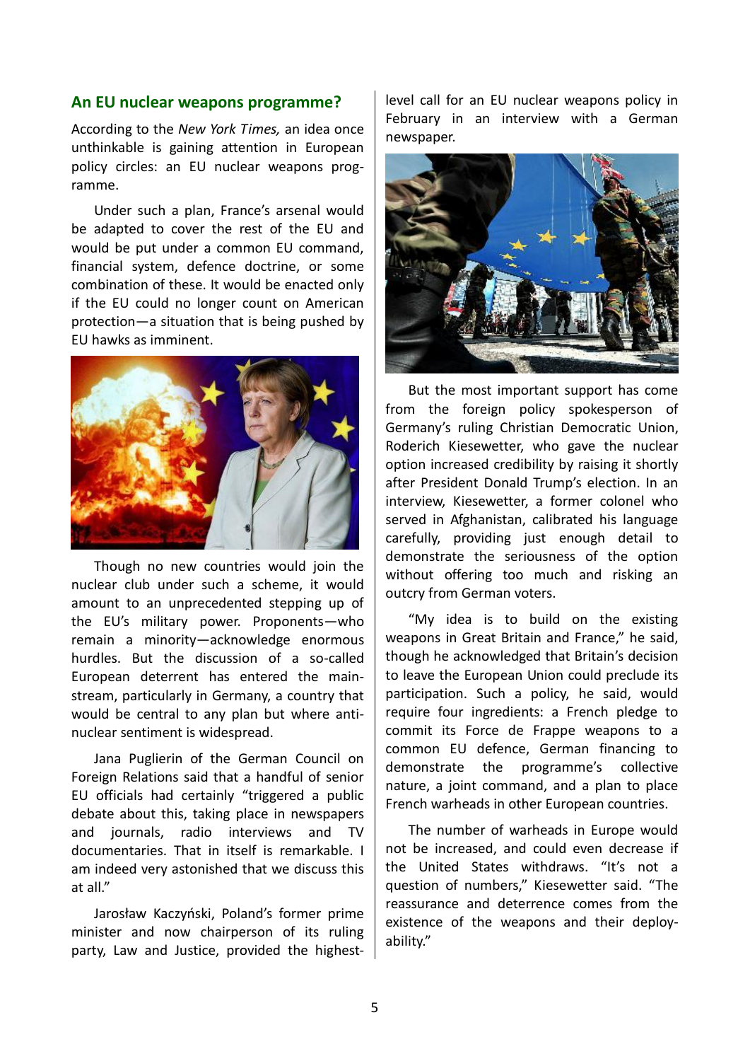## An EU nuclear weapons programme?

According to the *New York Times,* an idea once unthinkable is gaining attention in European policy circles: an EU nuclear weapons programme.

Under such a plan, France's arsenal would be adapted to cover the rest of the EU and would be put under a common EU command, financial system, defence doctrine, or some combination of these. It would be enacted only if the EU could no longer count on American protection—a situation that is being pushed by EU hawks as imminent.

Though no new countries would join the nuclear club under such a scheme, it would amount to an unprecedented stepping up of the EU's military power. Proponents—who remain a minority—acknowledge enormous hurdles. But the discussion of a so-called European deterrent has entered the mainstream, particularly in Germany, a country that would be central to any plan but where anti-nuclear sentiment is widespread.

Jana Puglierin of the German Council on Foreign Relations said that a handful of senior EU officials had certainly "triggered a public debate about this, taking place in newspapers and journals, radio interviews and TV documentaries. That in itself is remarkable. I am indeed very astonished that we discuss this at all."

Jarosław Kaczyński, Poland's former prime minister and now chairperson of its ruling party, Law and Justice, provided the highest-level call for an EU nuclear weapons policy in February in an interview with a German newspaper.

But the most important support has come from the foreign policy spokesperson of Germany's ruling Christian Democratic Union, Roderich Kiesewetter, who gave the nuclear option increased credibility by raising it shortly after President Donald Trump's election. In an interview, Kiesewetter, a former colonel who served in Afghanistan, calibrated his language carefully, providing just enough detail to demonstrate the seriousness of the option without offering too much and risking an outcry from German voters.

"My idea is to build on the existing weapons in Great Britain and France," he said, though he acknowledged that Britain's decision to leave the European Union could preclude its participation. Such a policy, he said, would require four ingredients: a French pledge to commit its Force de Frappe weapons to a common EU defence, German financing to demonstrate the programme's collective nature, a joint command, and a plan to place French warheads in other European countries.

The number of warheads in Europe would not be increased, and could even decrease if the United States withdraws. "It's not a question of numbers," Kiesewetter said. "The reassurance and deterrence comes from the existence of the weapons and their deployability."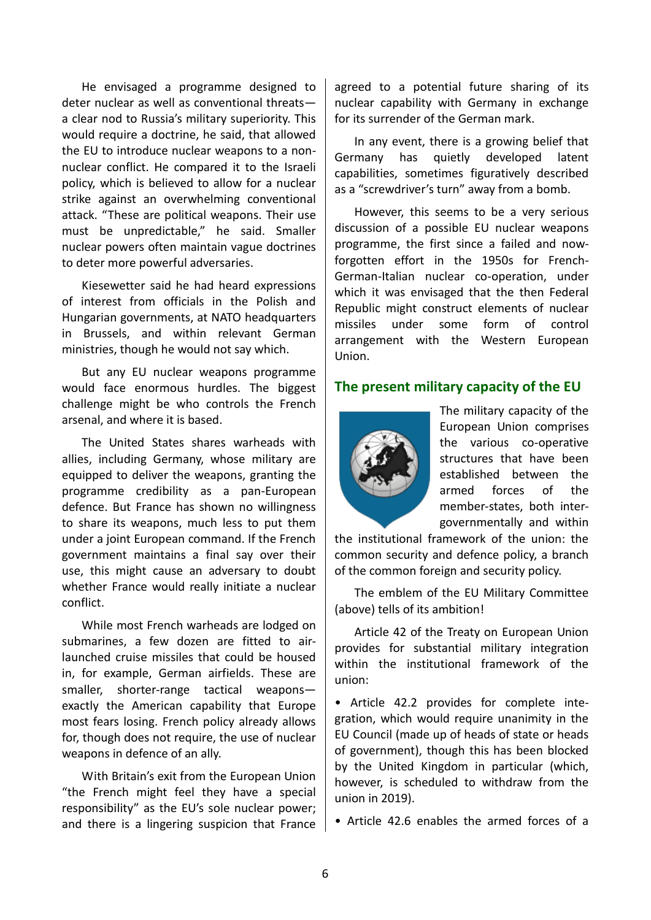He envisaged a programme designed to deter nuclear as well as conventional threats—a clear nod to Russia's military superiority. This would require a doctrine, he said, that allowed the EU to introduce nuclear weapons to a non-nuclear conflict. He compared it to the Israeli policy, which is believed to allow for a nuclear strike against an overwhelming conventional attack. "These are political weapons. Their use must be unpredictable," he said. Smaller nuclear powers often maintain vague doctrines to deter more powerful adversaries.

Kiesewetter said he had heard expressions of interest from officials in the Polish and Hungarian governments, at NATO headquarters in Brussels, and within relevant German ministries, though he would not say which.

But any EU nuclear weapons programme would face enormous hurdles. The biggest challenge might be who controls the French arsenal, and where it is based.

The United States shares warheads with allies, including Germany, whose military are equipped to deliver the weapons, granting the programme credibility as a pan-European defence. But France has shown no willingness to share its weapons, much less to put them under a joint European command. If the French government maintains a final say over their use, this might cause an adversary to doubt whether France would really initiate a nuclear conflict.

While most French warheads are lodged on submarines, a few dozen are fitted to air-launched cruise missiles that could be housed in, for example, German airfields. These are smaller, shorter-range tactical weapons—exactly the American capability that Europe most fears losing. French policy already allows for, though does not require, the use of nuclear weapons in defence of an ally.

With Britain's exit from the European Union "the French might feel they have a special responsibility" as the EU's sole nuclear power; and there is a lingering suspicion that France agreed to a potential future sharing of its nuclear capability with Germany in exchange for its surrender of the German mark.

In any event, there is a growing belief that Germany has quietly developed latent capabilities, sometimes figuratively described as a "screwdriver's turn" away from a bomb.

However, this seems to be a very serious discussion of a possible EU nuclear weapons programme, the first since a failed and now-forgotten effort in the 1950s for French-German-Italian nuclear co-operation, under which it was envisaged that the then Federal Republic might construct elements of nuclear missiles under some form of control arrangement with the Western European Union.

## The present military capacity of the EU

The military capacity of the European Union comprises the various co-operative structures that have been established between the armed forces of the member-states, both inter-governmentally and within the institutional framework of the union: the common security and defence policy, a branch of the common foreign and security policy.

The emblem of the EU Military Committee (above) tells of its ambition!

Article 42 of the Treaty on European Union provides for substantial military integration within the institutional framework of the union:

- Article 42.2 provides for complete integration, which would require unanimity in the EU Council (made up of heads of state or heads of government), though this has been blocked by the United Kingdom in particular (which, however, is scheduled to withdraw from the union in 2019).
- Article 42.6 enables the armed forces of a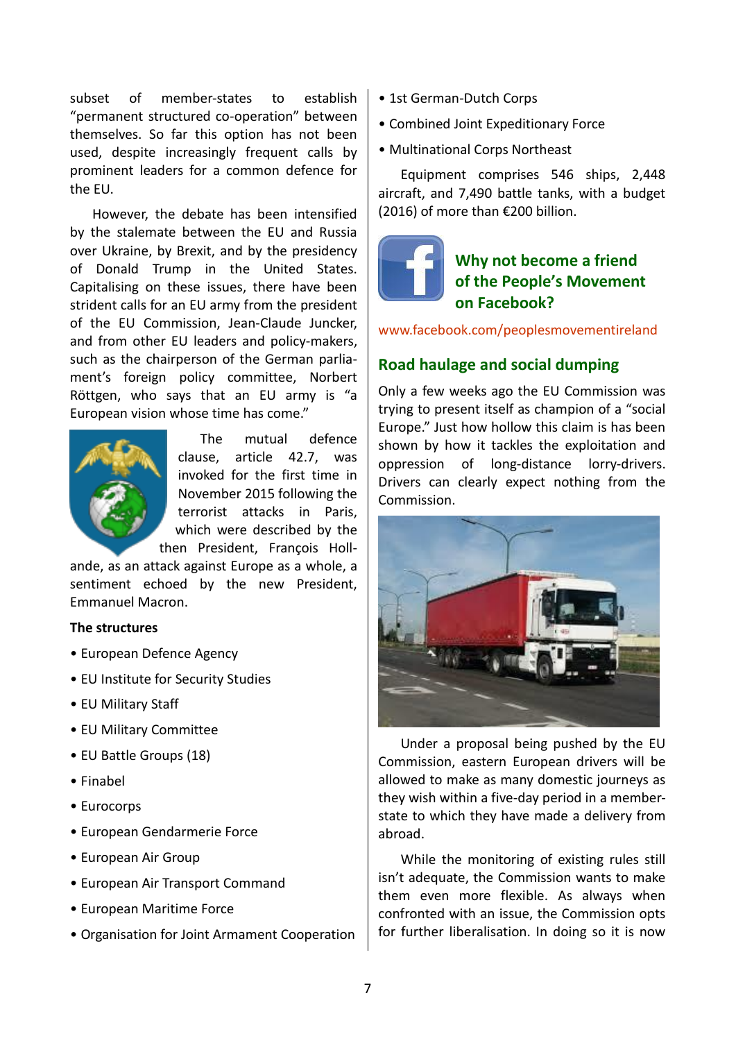subset of member-states to establish "permanent structured co-operation" between themselves. So far this option has not been used, despite increasingly frequent calls by prominent leaders for a common defence for the EU.

However, the debate has been intensified by the stalemate between the EU and Russia over Ukraine, by Brexit, and by the presidency of Donald Trump in the United States. Capitalising on these issues, there have been strident calls for an EU army from the president of the EU Commission, Jean-Claude Juncker, and from other EU leaders and policy-makers, such as the chairperson of the German parliament's foreign policy committee, Norbert Röttgen, who says that an EU army is "a European vision whose time has come."

The mutual defence clause, article 42.7, was invoked for the first time in November 2015 following the terrorist attacks in Paris, which were described by the then President, François Holl­ande, as an attack against Europe as a whole, a sentiment echoed by the new President, Emmanuel Macron.

**The structures**

- European Defence Agency
- EU Institute for Security Studies
- EU Military Staff
- EU Military Committee
- EU Battle Groups (18)
- Finabel
- Eurocorps
- European Gendarmerie Force
- European Air Group
- European Air Transport Command
- European Maritime Force
- Organisation for Joint Armament Cooperation
- 1st German-Dutch Corps
- Combined Joint Expeditionary Force
- Multinational Corps Northeast

Equipment comprises 546 ships, 2,448 aircraft, and 7,490 battle tanks, with a budget (2016) of more than €200 billion.

**Why not become a friend of the People's Movement on Facebook?**

www.facebook.com/peoplesmovementireland

## Road haulage and social dumping

Only a few weeks ago the EU Commission was trying to present itself as champion of a "social Europe." Just how hollow this claim is has been shown by how it tackles the exploitation and oppression of long-distance lorry-drivers. Drivers can clearly expect nothing from the Commission.

Under a proposal being pushed by the EU Commission, eastern European drivers will be allowed to make as many domestic journeys as they wish within a five-day period in a member-state to which they have made a delivery from abroad.

While the monitoring of existing rules still isn't adequate, the Commission wants to make them even more flexible. As always when confronted with an issue, the Commission opts for further liberalisation. In doing so it is now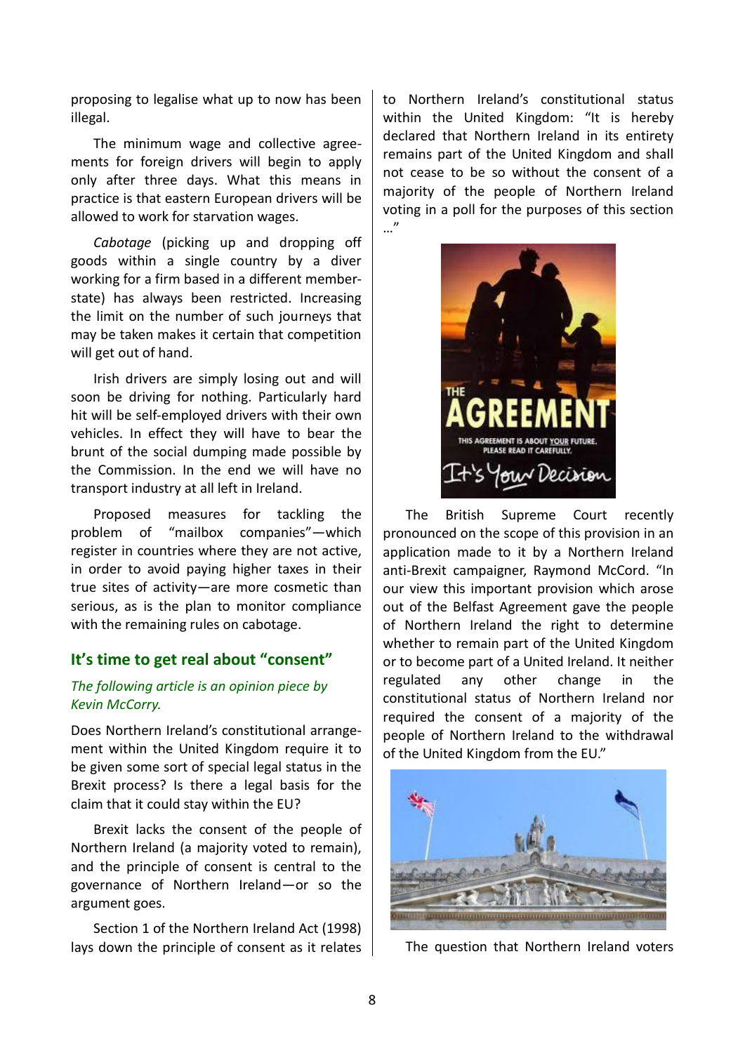proposing to legalise what up to now has been illegal.

The minimum wage and collective agreements for foreign drivers will begin to apply only after three days. What this means in practice is that eastern European drivers will be allowed to work for starvation wages.

*Cabotage* (picking up and dropping off goods within a single country by a diver working for a firm based in a different member-state) has always been restricted. Increasing the limit on the number of such journeys that may be taken makes it certain that competition will get out of hand.

Irish drivers are simply losing out and will soon be driving for nothing. Particularly hard hit will be self-employed drivers with their own vehicles. In effect they will have to bear the brunt of the social dumping made possible by the Commission. In the end we will have no transport industry at all left in Ireland.

Proposed measures for tackling the problem of "mailbox companies"—which register in countries where they are not active, in order to avoid paying higher taxes in their true sites of activity—are more cosmetic than serious, as is the plan to monitor compliance with the remaining rules on cabotage.

## It's time to get real about "consent"

*The following article is an opinion piece by Kevin McCorry.*

Does Northern Ireland's constitutional arrangement within the United Kingdom require it to be given some sort of special legal status in the Brexit process? Is there a legal basis for the claim that it could stay within the EU?

Brexit lacks the consent of the people of Northern Ireland (a majority voted to remain), and the principle of consent is central to the governance of Northern Ireland—or so the argument goes.

Section 1 of the Northern Ireland Act (1998) lays down the principle of consent as it relates to Northern Ireland's constitutional status within the United Kingdom: "It is hereby declared that Northern Ireland in its entirety remains part of the United Kingdom and shall not cease to be so without the consent of a majority of the people of Northern Ireland voting in a poll for the purposes of this section …"

The British Supreme Court recently pronounced on the scope of this provision in an application made to it by a Northern Ireland anti-Brexit campaigner, Raymond McCord. "In our view this important provision which arose out of the Belfast Agreement gave the people of Northern Ireland the right to determine whether to remain part of the United Kingdom or to become part of a United Ireland. It neither regulated any other change in the constitutional status of Northern Ireland nor required the consent of a majority of the people of Northern Ireland to the withdrawal of the United Kingdom from the EU."

The question that Northern Ireland voters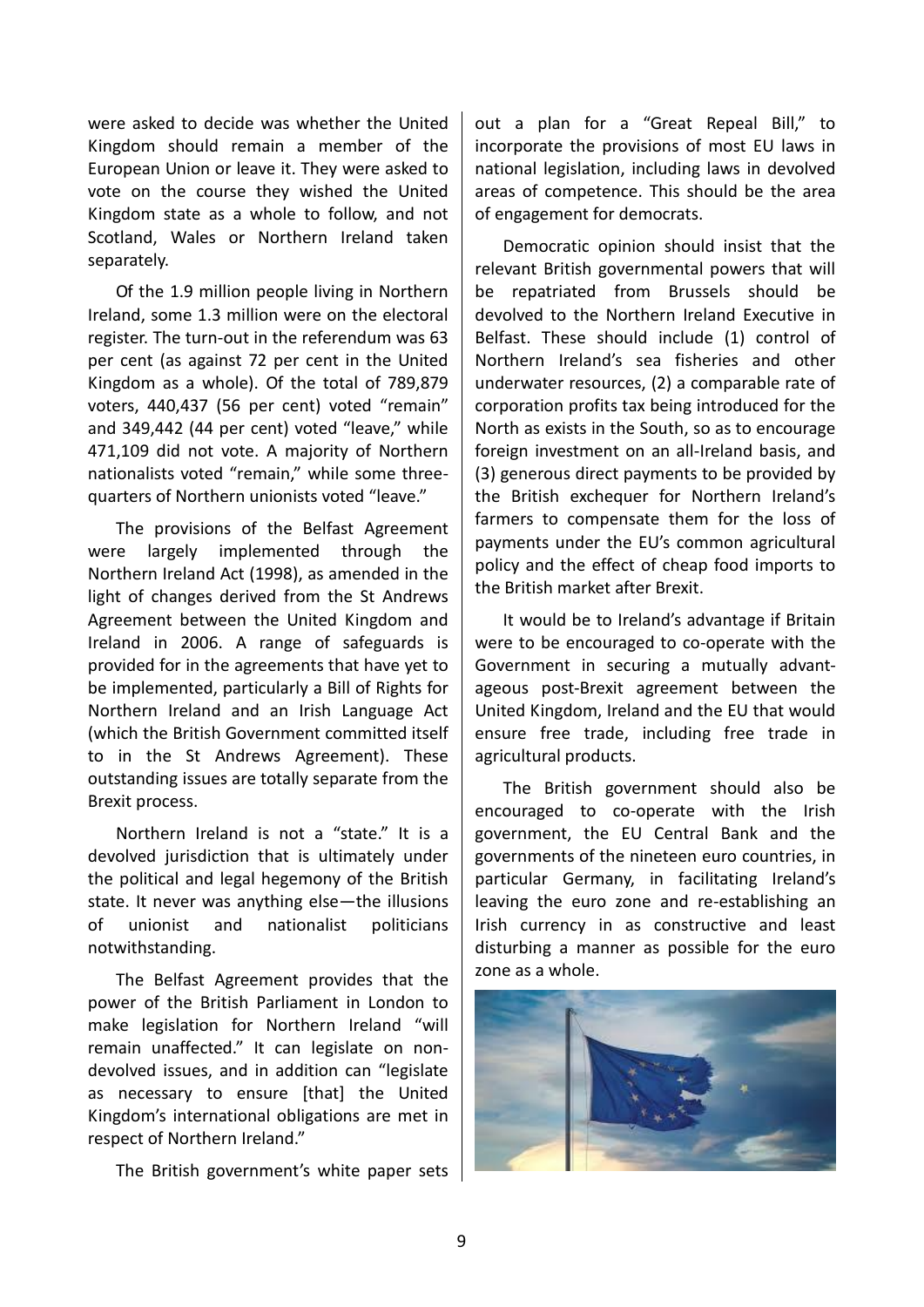were asked to decide was whether the United Kingdom should remain a member of the European Union or leave it. They were asked to vote on the course they wished the United Kingdom state as a whole to follow, and not Scotland, Wales or Northern Ireland taken separately.

Of the 1.9 million people living in Northern Ireland, some 1.3 million were on the electoral register. The turn-out in the referendum was 63 per cent (as against 72 per cent in the United Kingdom as a whole). Of the total of 789,879 voters, 440,437 (56 per cent) voted "remain" and 349,442 (44 per cent) voted "leave," while 471,109 did not vote. A majority of Northern nationalists voted "remain," while some three-quarters of Northern unionists voted "leave."

The provisions of the Belfast Agreement were largely implemented through the Northern Ireland Act (1998), as amended in the light of changes derived from the St Andrews Agreement between the United Kingdom and Ireland in 2006. A range of safeguards is provided for in the agreements that have yet to be implemented, particularly a Bill of Rights for Northern Ireland and an Irish Language Act (which the British Government committed itself to in the St Andrews Agreement). These outstanding issues are totally separate from the Brexit process.

Northern Ireland is not a "state." It is a devolved jurisdiction that is ultimately under the political and legal hegemony of the British state. It never was anything else—the illusions of unionist and nationalist politicians notwithstanding.

The Belfast Agreement provides that the power of the British Parliament in London to make legislation for Northern Ireland "will remain unaffected." It can legislate on non-devolved issues, and in addition can "legislate as necessary to ensure [that] the United Kingdom's international obligations are met in respect of Northern Ireland."

The British government's white paper sets out a plan for a "Great Repeal Bill," to incorporate the provisions of most EU laws in national legislation, including laws in devolved areas of competence. This should be the area of engagement for democrats.

Democratic opinion should insist that the relevant British governmental powers that will be repatriated from Brussels should be devolved to the Northern Ireland Executive in Belfast. These should include (1) control of Northern Ireland's sea fisheries and other underwater resources, (2) a comparable rate of corporation profits tax being introduced for the North as exists in the South, so as to encourage foreign investment on an all-Ireland basis, and (3) generous direct payments to be provided by the British exchequer for Northern Ireland's farmers to compensate them for the loss of payments under the EU's common agricultural policy and the effect of cheap food imports to the British market after Brexit.

It would be to Ireland's advantage if Britain were to be encouraged to co-operate with the Government in securing a mutually advantageous post-Brexit agreement between the United Kingdom, Ireland and the EU that would ensure free trade, including free trade in agricultural products.

The British government should also be encouraged to co-operate with the Irish government, the EU Central Bank and the governments of the nineteen euro countries, in particular Germany, in facilitating Ireland's leaving the euro zone and re-establishing an Irish currency in as constructive and least disturbing a manner as possible for the euro zone as a whole.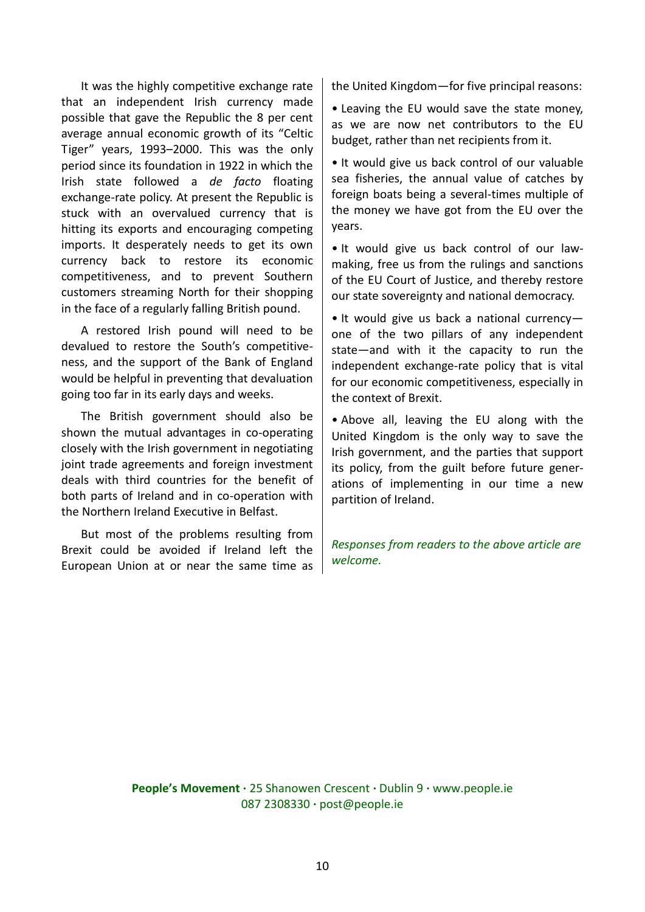It was the highly competitive exchange rate that an independent Irish currency made possible that gave the Republic the 8 per cent average annual economic growth of its "Celtic Tiger" years, 1993–2000. This was the only period since its foundation in 1922 in which the Irish state followed a *de facto* floating exchange-rate policy. At present the Republic is stuck with an overvalued currency that is hitting its exports and encouraging competing imports. It desperately needs to get its own currency back to restore its economic competitiveness, and to prevent Southern customers streaming North for their shopping in the face of a regularly falling British pound.

A restored Irish pound will need to be devalued to restore the South's competitiveness, and the support of the Bank of England would be helpful in preventing that devaluation going too far in its early days and weeks.

The British government should also be shown the mutual advantages in co-operating closely with the Irish government in negotiating joint trade agreements and foreign investment deals with third countries for the benefit of both parts of Ireland and in co-operation with the Northern Ireland Executive in Belfast.

But most of the problems resulting from Brexit could be avoided if Ireland left the European Union at or near the same time as the United Kingdom—for five principal reasons:

- Leaving the EU would save the state money, as we are now net contributors to the EU budget, rather than net recipients from it.
- It would give us back control of our valuable sea fisheries, the annual value of catches by foreign boats being a several-times multiple of the money we have got from the EU over the years.
- It would give us back control of our law-making, free us from the rulings and sanctions of the EU Court of Justice, and thereby restore our state sovereignty and national democracy.
- It would give us back a national currency—one of the two pillars of any independent state—and with it the capacity to run the independent exchange-rate policy that is vital for our economic competitiveness, especially in the context of Brexit.
- Above all, leaving the EU along with the United Kingdom is the only way to save the Irish government, and the parties that support its policy, from the guilt before future generations of implementing in our time a new partition of Ireland.

*Responses from readers to the above article are welcome.*

**People's Movement** · 25 Shanowen Crescent · Dublin 9 · www.people.ie
087 2308330 · post@people.ie